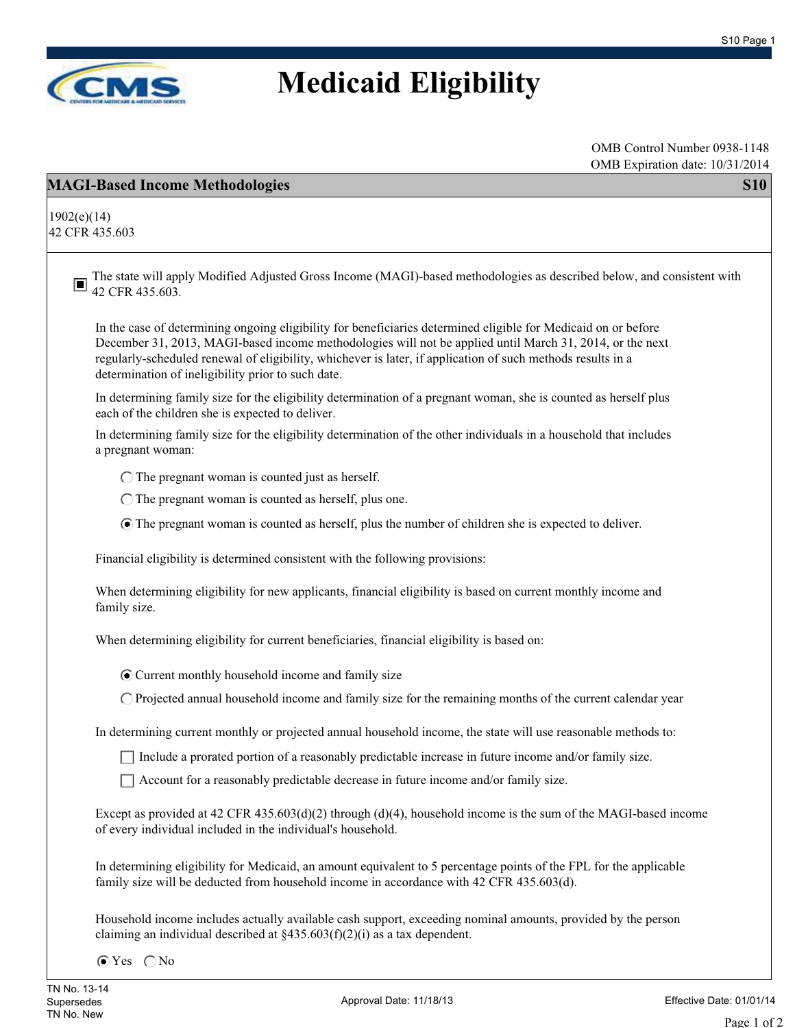# Medicaid Eligibility

OMB Control Number 0938-1148
OMB Expiration date: 10/31/2014

## MAGI-Based Income Methodologies — S10

1902(e)(14)
42 CFR 435.603

- [x] The state will apply Modified Adjusted Gross Income (MAGI)-based methodologies as described below, and consistent with 42 CFR 435.603.

In the case of determining ongoing eligibility for beneficiaries determined eligible for Medicaid on or before December 31, 2013, MAGI-based income methodologies will not be applied until March 31, 2014, or the next regularly-scheduled renewal of eligibility, whichever is later, if application of such methods results in a determination of ineligibility prior to such date.

In determining family size for the eligibility determination of a pregnant woman, she is counted as herself plus each of the children she is expected to deliver.

In determining family size for the eligibility determination of the other individuals in a household that includes a pregnant woman:

- ( ) The pregnant woman is counted just as herself.
- ( ) The pregnant woman is counted as herself, plus one.
- (•) The pregnant woman is counted as herself, plus the number of children she is expected to deliver.

Financial eligibility is determined consistent with the following provisions:

When determining eligibility for new applicants, financial eligibility is based on current monthly income and family size.

When determining eligibility for current beneficiaries, financial eligibility is based on:

- (•) Current monthly household income and family size
- ( ) Projected annual household income and family size for the remaining months of the current calendar year

In determining current monthly or projected annual household income, the state will use reasonable methods to:

- [ ] Include a prorated portion of a reasonably predictable increase in future income and/or family size.
- [ ] Account for a reasonably predictable decrease in future income and/or family size.

Except as provided at 42 CFR 435.603(d)(2) through (d)(4), household income is the sum of the MAGI-based income of every individual included in the individual's household.

In determining eligibility for Medicaid, an amount equivalent to 5 percentage points of the FPL for the applicable family size will be deducted from household income in accordance with 42 CFR 435.603(d).

Household income includes actually available cash support, exceeding nominal amounts, provided by the person claiming an individual described at §435.603(f)(2)(i) as a tax dependent.

(•) Yes ( ) No

TN No. 13-14
Supersedes
TN No. New

Approval Date: 11/18/13

Effective Date: 01/01/14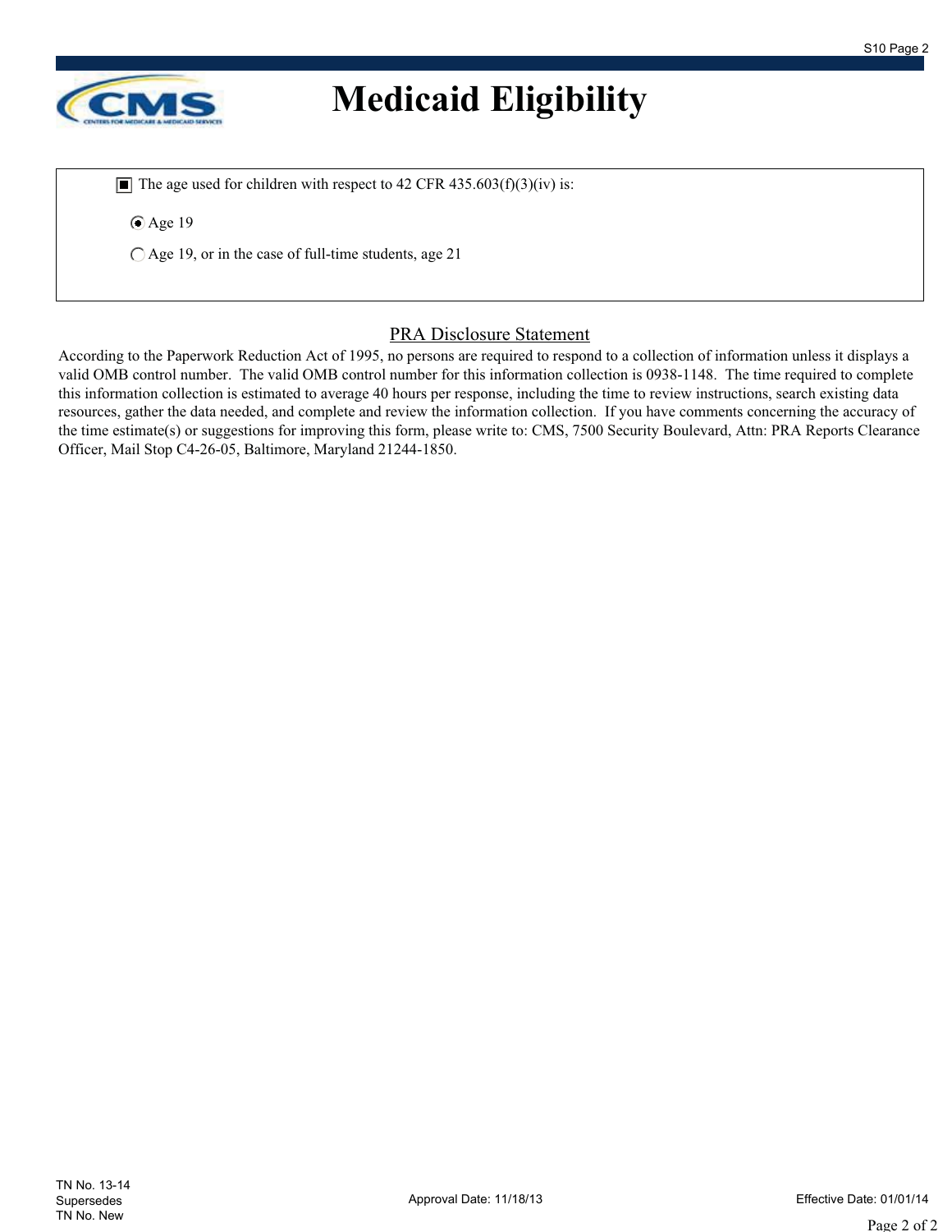# Medicaid Eligibility

■ The age used for children with respect to 42 CFR 435.603(f)(3)(iv) is:

◉ Age 19

◯ Age 19, or in the case of full-time students, age 21

## PRA Disclosure Statement

According to the Paperwork Reduction Act of 1995, no persons are required to respond to a collection of information unless it displays a valid OMB control number. The valid OMB control number for this information collection is 0938-1148. The time required to complete this information collection is estimated to average 40 hours per response, including the time to review instructions, search existing data resources, gather the data needed, and complete and review the information collection. If you have comments concerning the accuracy of the time estimate(s) or suggestions for improving this form, please write to: CMS, 7500 Security Boulevard, Attn: PRA Reports Clearance Officer, Mail Stop C4-26-05, Baltimore, Maryland 21244-1850.

TN No. 13-14
Supersedes
TN No. New

Approval Date: 11/18/13

Effective Date: 01/01/14